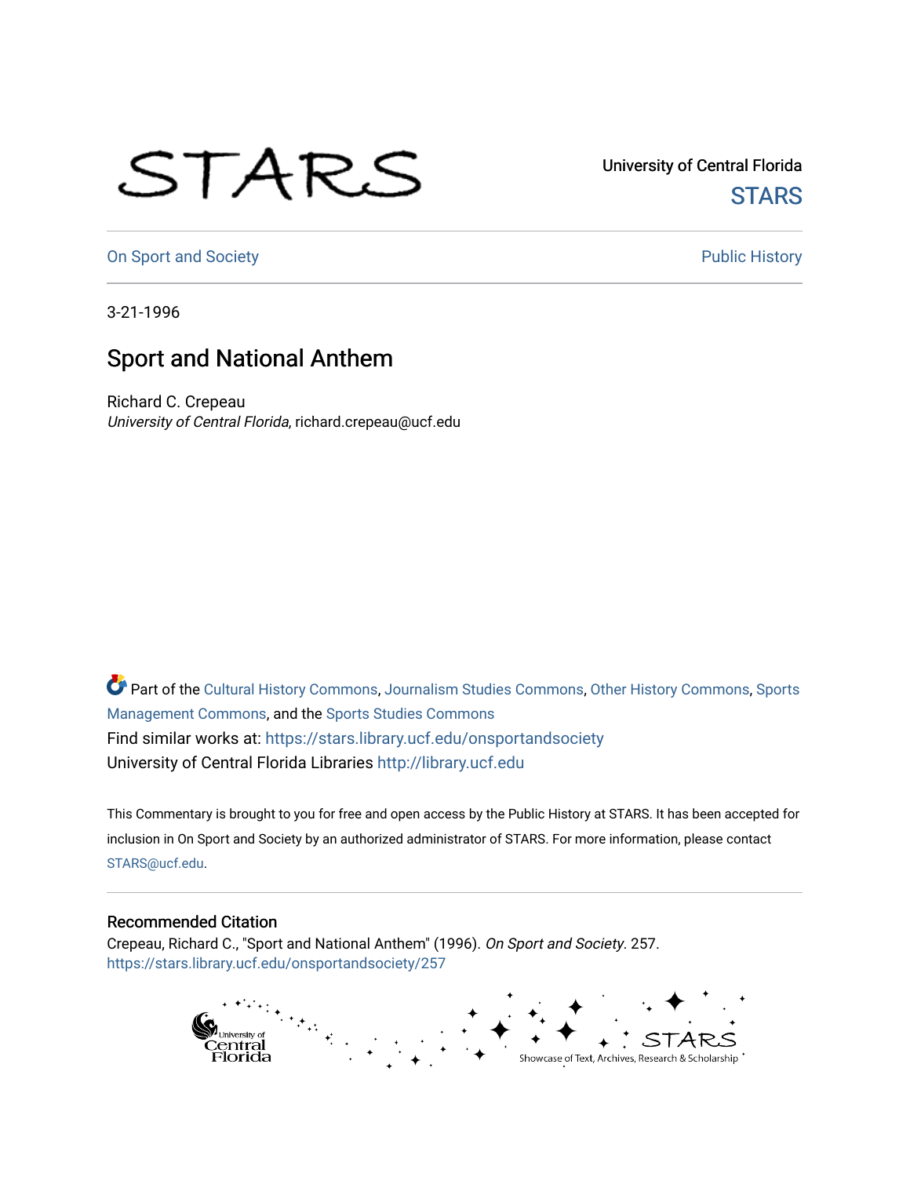University of Central Florida

STARS

On Sport and Society

Public History

3-21-1996

# Sport and National Anthem

Richard C. Crepeau

*University of Central Florida*, richard.crepeau@ucf.edu

Part of the Cultural History Commons, Journalism Studies Commons, Other History Commons, Sports Management Commons, and the Sports Studies Commons

Find similar works at: https://stars.library.ucf.edu/onsportandsociety

University of Central Florida Libraries http://library.ucf.edu

This Commentary is brought to you for free and open access by the Public History at STARS. It has been accepted for inclusion in On Sport and Society by an authorized administrator of STARS. For more information, please contact STARS@ucf.edu.

## Recommended Citation

Crepeau, Richard C., "Sport and National Anthem" (1996). *On Sport and Society*. 257.
https://stars.library.ucf.edu/onsportandsociety/257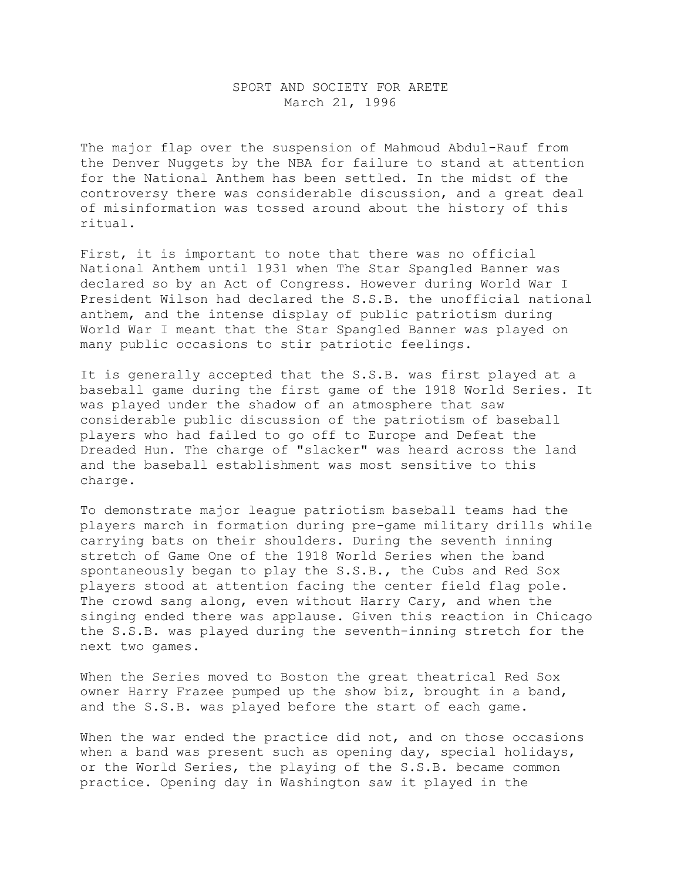SPORT AND SOCIETY FOR ARETE
March 21, 1996

The major flap over the suspension of Mahmoud Abdul-Rauf from the Denver Nuggets by the NBA for failure to stand at attention for the National Anthem has been settled. In the midst of the controversy there was considerable discussion, and a great deal of misinformation was tossed around about the history of this ritual.

First, it is important to note that there was no official National Anthem until 1931 when The Star Spangled Banner was declared so by an Act of Congress. However during World War I President Wilson had declared the S.S.B. the unofficial national anthem, and the intense display of public patriotism during World War I meant that the Star Spangled Banner was played on many public occasions to stir patriotic feelings.

It is generally accepted that the S.S.B. was first played at a baseball game during the first game of the 1918 World Series. It was played under the shadow of an atmosphere that saw considerable public discussion of the patriotism of baseball players who had failed to go off to Europe and Defeat the Dreaded Hun. The charge of "slacker" was heard across the land and the baseball establishment was most sensitive to this charge.

To demonstrate major league patriotism baseball teams had the players march in formation during pre-game military drills while carrying bats on their shoulders. During the seventh inning stretch of Game One of the 1918 World Series when the band spontaneously began to play the S.S.B., the Cubs and Red Sox players stood at attention facing the center field flag pole. The crowd sang along, even without Harry Cary, and when the singing ended there was applause. Given this reaction in Chicago the S.S.B. was played during the seventh-inning stretch for the next two games.

When the Series moved to Boston the great theatrical Red Sox owner Harry Frazee pumped up the show biz, brought in a band, and the S.S.B. was played before the start of each game.

When the war ended the practice did not, and on those occasions when a band was present such as opening day, special holidays, or the World Series, the playing of the S.S.B. became common practice. Opening day in Washington saw it played in the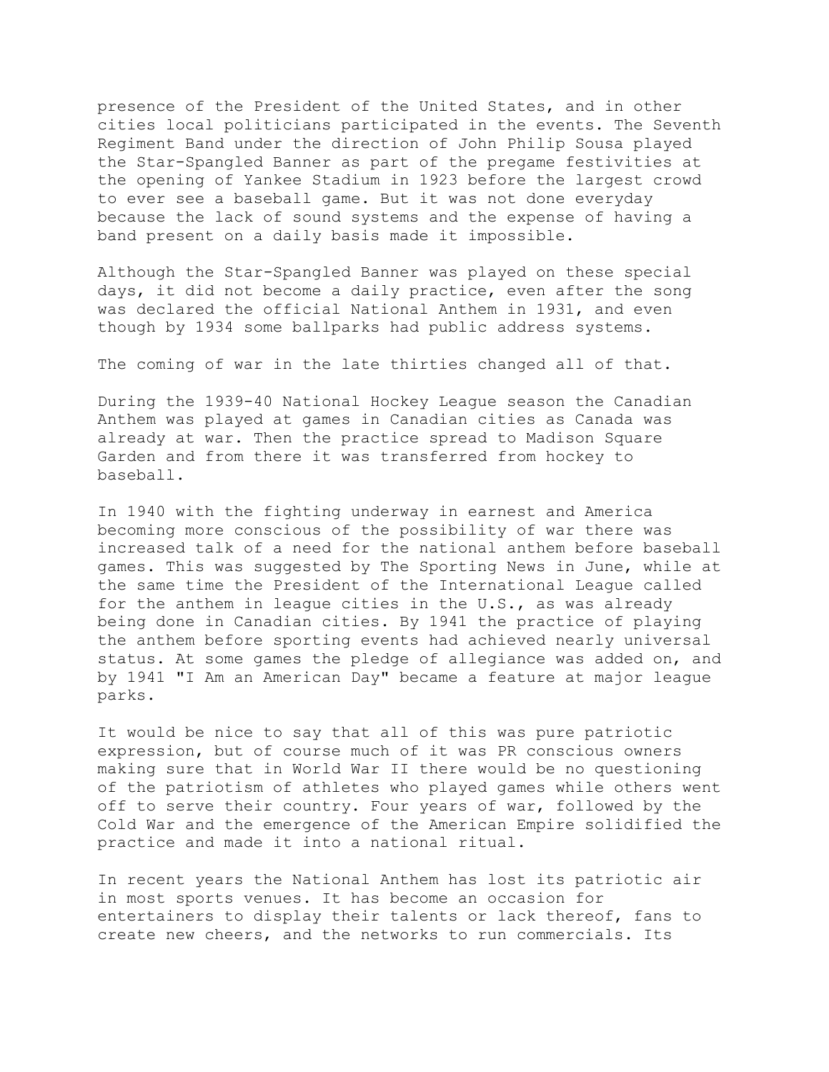presence of the President of the United States, and in other cities local politicians participated in the events. The Seventh Regiment Band under the direction of John Philip Sousa played the Star-Spangled Banner as part of the pregame festivities at the opening of Yankee Stadium in 1923 before the largest crowd to ever see a baseball game. But it was not done everyday because the lack of sound systems and the expense of having a band present on a daily basis made it impossible.

Although the Star-Spangled Banner was played on these special days, it did not become a daily practice, even after the song was declared the official National Anthem in 1931, and even though by 1934 some ballparks had public address systems.

The coming of war in the late thirties changed all of that.

During the 1939-40 National Hockey League season the Canadian Anthem was played at games in Canadian cities as Canada was already at war. Then the practice spread to Madison Square Garden and from there it was transferred from hockey to baseball.

In 1940 with the fighting underway in earnest and America becoming more conscious of the possibility of war there was increased talk of a need for the national anthem before baseball games. This was suggested by The Sporting News in June, while at the same time the President of the International League called for the anthem in league cities in the U.S., as was already being done in Canadian cities. By 1941 the practice of playing the anthem before sporting events had achieved nearly universal status. At some games the pledge of allegiance was added on, and by 1941 "I Am an American Day" became a feature at major league parks.

It would be nice to say that all of this was pure patriotic expression, but of course much of it was PR conscious owners making sure that in World War II there would be no questioning of the patriotism of athletes who played games while others went off to serve their country. Four years of war, followed by the Cold War and the emergence of the American Empire solidified the practice and made it into a national ritual.

In recent years the National Anthem has lost its patriotic air in most sports venues. It has become an occasion for entertainers to display their talents or lack thereof, fans to create new cheers, and the networks to run commercials. Its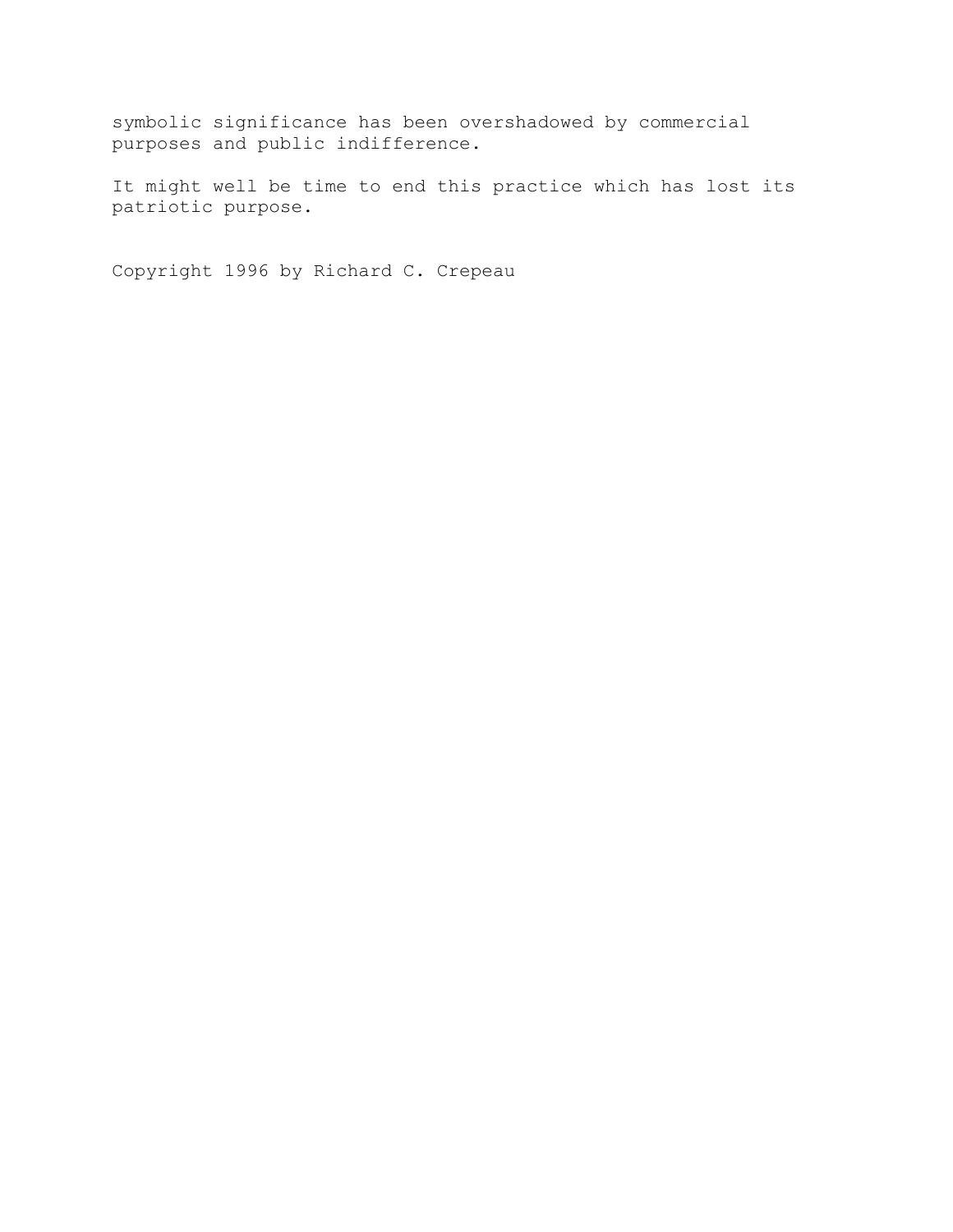symbolic significance has been overshadowed by commercial purposes and public indifference.

It might well be time to end this practice which has lost its patriotic purpose.

Copyright 1996 by Richard C. Crepeau